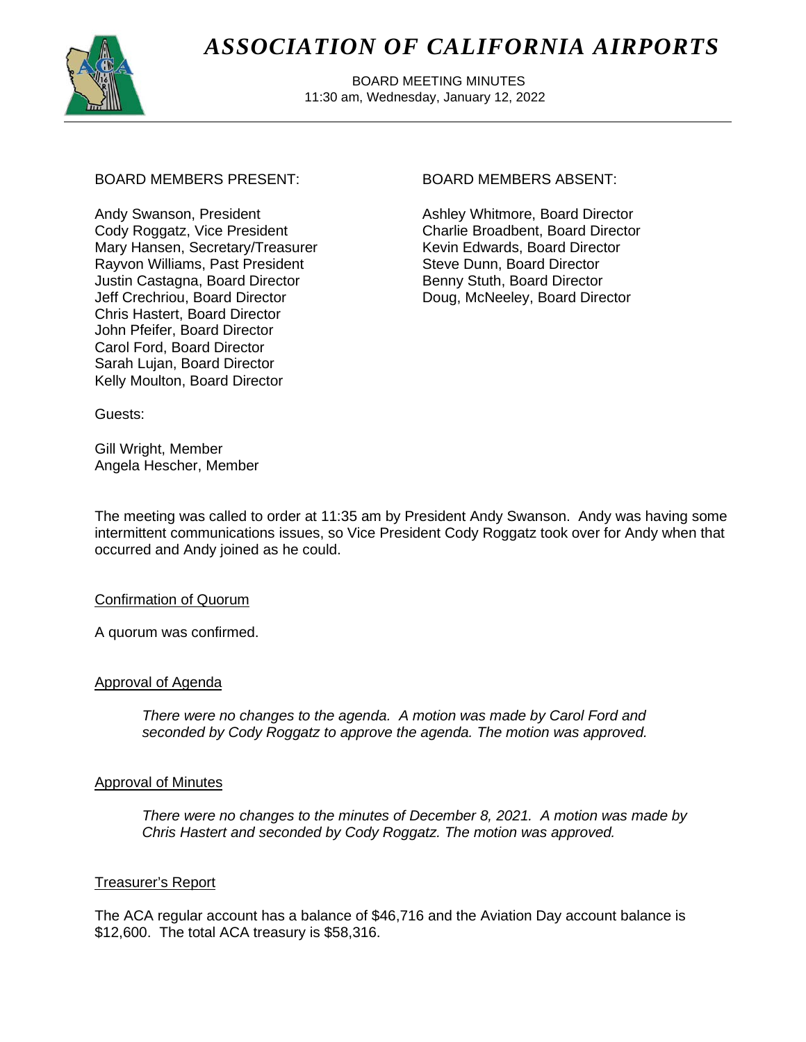# *ASSOCIATION OF CALIFORNIA AIRPORTS*

BOARD MEETING MINUTES
11:30 am, Wednesday, January 12, 2022

BOARD MEMBERS PRESENT:

Andy Swanson, President
Cody Roggatz, Vice President
Mary Hansen, Secretary/Treasurer
Rayvon Williams, Past President
Justin Castagna, Board Director
Jeff Crechriou, Board Director
Chris Hastert, Board Director
John Pfeifer, Board Director
Carol Ford, Board Director
Sarah Lujan, Board Director
Kelly Moulton, Board Director

BOARD MEMBERS ABSENT:

Ashley Whitmore, Board Director
Charlie Broadbent, Board Director
Kevin Edwards, Board Director
Steve Dunn, Board Director
Benny Stuth, Board Director
Doug, McNeeley, Board Director

Guests:

Gill Wright, Member
Angela Hescher, Member

The meeting was called to order at 11:35 am by President Andy Swanson. Andy was having some intermittent communications issues, so Vice President Cody Roggatz took over for Andy when that occurred and Andy joined as he could.

Confirmation of Quorum

A quorum was confirmed.

Approval of Agenda

> *There were no changes to the agenda. A motion was made by Carol Ford and seconded by Cody Roggatz to approve the agenda. The motion was approved.*

Approval of Minutes

> *There were no changes to the minutes of December 8, 2021. A motion was made by Chris Hastert and seconded by Cody Roggatz. The motion was approved.*

Treasurer's Report

The ACA regular account has a balance of $46,716 and the Aviation Day account balance is $12,600. The total ACA treasury is $58,316.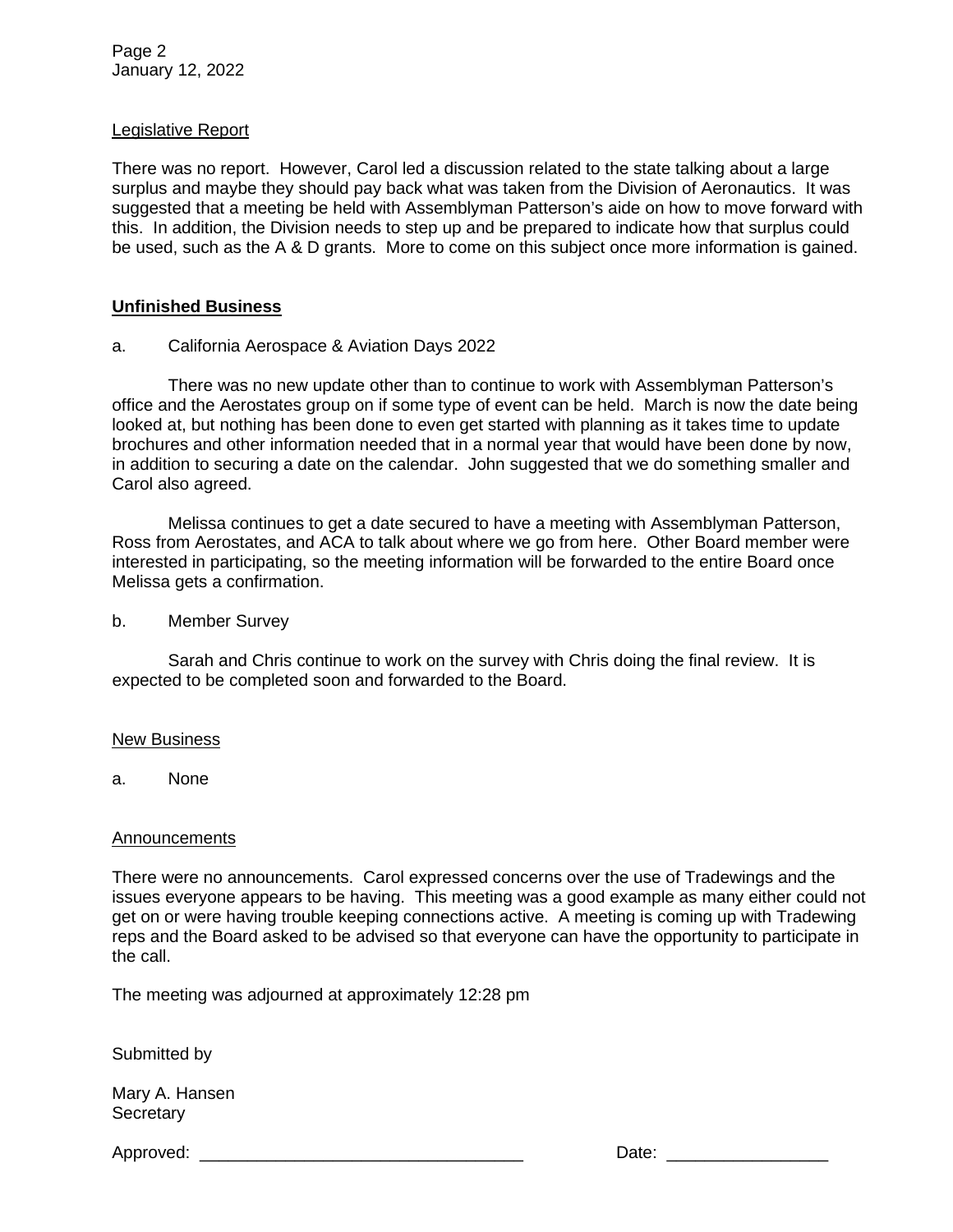## Legislative Report

There was no report. However, Carol led a discussion related to the state talking about a large surplus and maybe they should pay back what was taken from the Division of Aeronautics. It was suggested that a meeting be held with Assemblyman Patterson's aide on how to move forward with this. In addition, the Division needs to step up and be prepared to indicate how that surplus could be used, such as the A & D grants. More to come on this subject once more information is gained.

## **Unfinished Business**

a. California Aerospace & Aviation Days 2022

There was no new update other than to continue to work with Assemblyman Patterson's office and the Aerostates group on if some type of event can be held. March is now the date being looked at, but nothing has been done to even get started with planning as it takes time to update brochures and other information needed that in a normal year that would have been done by now, in addition to securing a date on the calendar. John suggested that we do something smaller and Carol also agreed.

Melissa continues to get a date secured to have a meeting with Assemblyman Patterson, Ross from Aerostates, and ACA to talk about where we go from here. Other Board member were interested in participating, so the meeting information will be forwarded to the entire Board once Melissa gets a confirmation.

b. Member Survey

Sarah and Chris continue to work on the survey with Chris doing the final review. It is expected to be completed soon and forwarded to the Board.

## New Business

a. None

## Announcements

There were no announcements. Carol expressed concerns over the use of Tradewings and the issues everyone appears to be having. This meeting was a good example as many either could not get on or were having trouble keeping connections active. A meeting is coming up with Tradewing reps and the Board asked to be advised so that everyone can have the opportunity to participate in the call.

The meeting was adjourned at approximately 12:28 pm

Submitted by

Mary A. Hansen
Secretary

Approved: ______________________________ Date: _______________